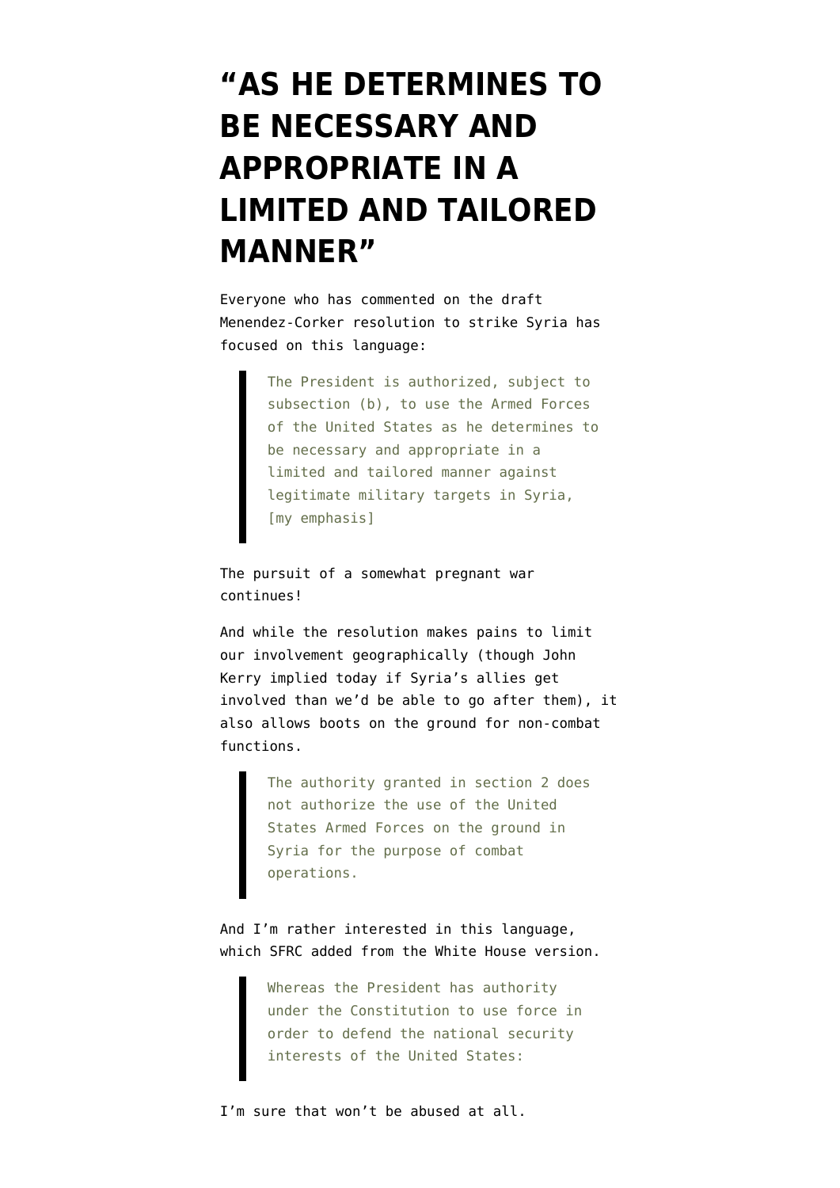# "AS HE DETERMINES TO BE NECESSARY AND APPROPRIATE IN A LIMITED AND TAILORED MANNER"

Everyone who has commented on the draft Menendez-Corker resolution to strike Syria has focused on this language:

> The President is authorized, subject to subsection (b), to use the Armed Forces of the United States as he determines to be necessary and appropriate in a limited and tailored manner against legitimate military targets in Syria, [my emphasis]

The pursuit of a somewhat pregnant war continues!

And while the resolution makes pains to limit our involvement geographically (though John Kerry implied today if Syria's allies get involved than we'd be able to go after them), it also allows boots on the ground for non-combat functions.

> The authority granted in section 2 does not authorize the use of the United States Armed Forces on the ground in Syria for the purpose of combat operations.

And I'm rather interested in this language, which SFRC added from the White House version.

> Whereas the President has authority under the Constitution to use force in order to defend the national security interests of the United States:

I'm sure that won't be abused at all.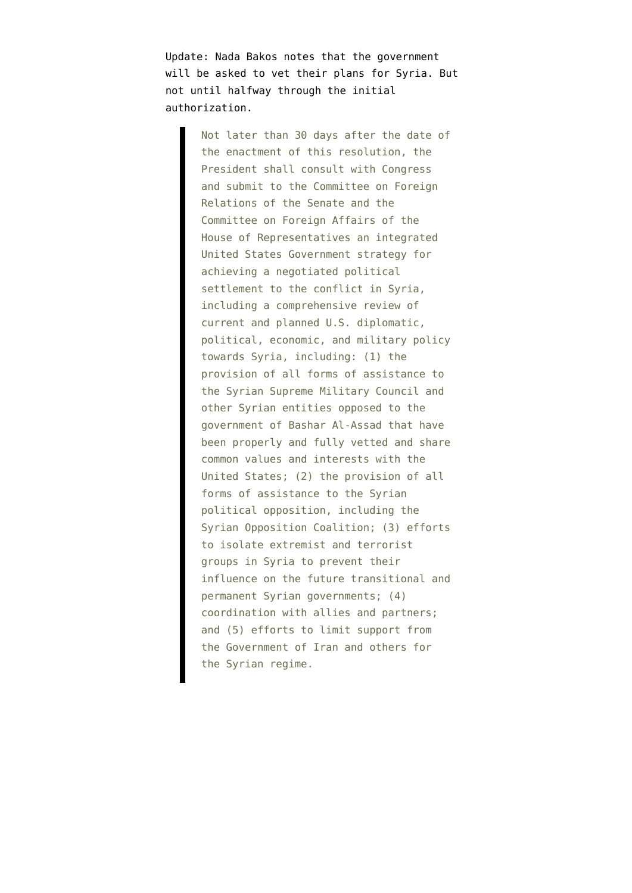Update: Nada Bakos notes that the government will be asked to vet their plans for Syria. But not until halfway through the initial authorization.

> Not later than 30 days after the date of the enactment of this resolution, the President shall consult with Congress and submit to the Committee on Foreign Relations of the Senate and the Committee on Foreign Affairs of the House of Representatives an integrated United States Government strategy for achieving a negotiated political settlement to the conflict in Syria, including a comprehensive review of current and planned U.S. diplomatic, political, economic, and military policy towards Syria, including: (1) the provision of all forms of assistance to the Syrian Supreme Military Council and other Syrian entities opposed to the government of Bashar Al-Assad that have been properly and fully vetted and share common values and interests with the United States; (2) the provision of all forms of assistance to the Syrian political opposition, including the Syrian Opposition Coalition; (3) efforts to isolate extremist and terrorist groups in Syria to prevent their influence on the future transitional and permanent Syrian governments; (4) coordination with allies and partners; and (5) efforts to limit support from the Government of Iran and others for the Syrian regime.